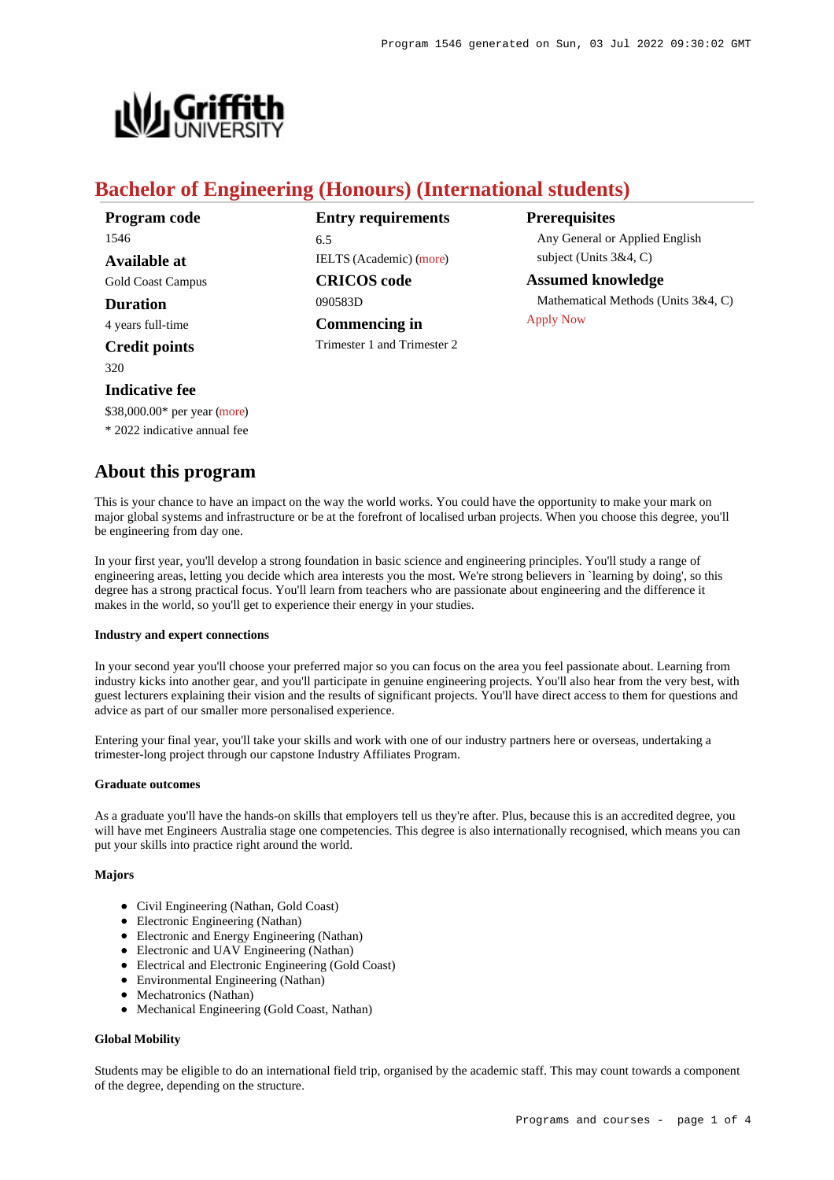# Bachelor of Engineering (Honours) (International students)

**Program code**
1546

**Available at**
Gold Coast Campus

**Duration**
4 years full-time

**Credit points**
320

**Indicative fee**
$38,000.00* per year (more)
* 2022 indicative annual fee

**Entry requirements**
6.5
IELTS (Academic) (more)

**CRICOS code**
090583D

**Commencing in**
Trimester 1 and Trimester 2

**Prerequisites**
Any General or Applied English subject (Units 3&4, C)

**Assumed knowledge**
Mathematical Methods (Units 3&4, C)

Apply Now

## About this program

This is your chance to have an impact on the way the world works. You could have the opportunity to make your mark on major global systems and infrastructure or be at the forefront of localised urban projects. When you choose this degree, you'll be engineering from day one.

In your first year, you'll develop a strong foundation in basic science and engineering principles. You'll study a range of engineering areas, letting you decide which area interests you the most. We're strong believers in `learning by doing', so this degree has a strong practical focus. You'll learn from teachers who are passionate about engineering and the difference it makes in the world, so you'll get to experience their energy in your studies.

#### Industry and expert connections

In your second year you'll choose your preferred major so you can focus on the area you feel passionate about. Learning from industry kicks into another gear, and you'll participate in genuine engineering projects. You'll also hear from the very best, with guest lecturers explaining their vision and the results of significant projects. You'll have direct access to them for questions and advice as part of our smaller more personalised experience.

Entering your final year, you'll take your skills and work with one of our industry partners here or overseas, undertaking a trimester-long project through our capstone Industry Affiliates Program.

#### Graduate outcomes

As a graduate you'll have the hands-on skills that employers tell us they're after. Plus, because this is an accredited degree, you will have met Engineers Australia stage one competencies. This degree is also internationally recognised, which means you can put your skills into practice right around the world.

#### Majors

- Civil Engineering (Nathan, Gold Coast)
- Electronic Engineering (Nathan)
- Electronic and Energy Engineering (Nathan)
- Electronic and UAV Engineering (Nathan)
- Electrical and Electronic Engineering (Gold Coast)
- Environmental Engineering (Nathan)
- Mechatronics (Nathan)
- Mechanical Engineering (Gold Coast, Nathan)

#### Global Mobility

Students may be eligible to do an international field trip, organised by the academic staff. This may count towards a component of the degree, depending on the structure.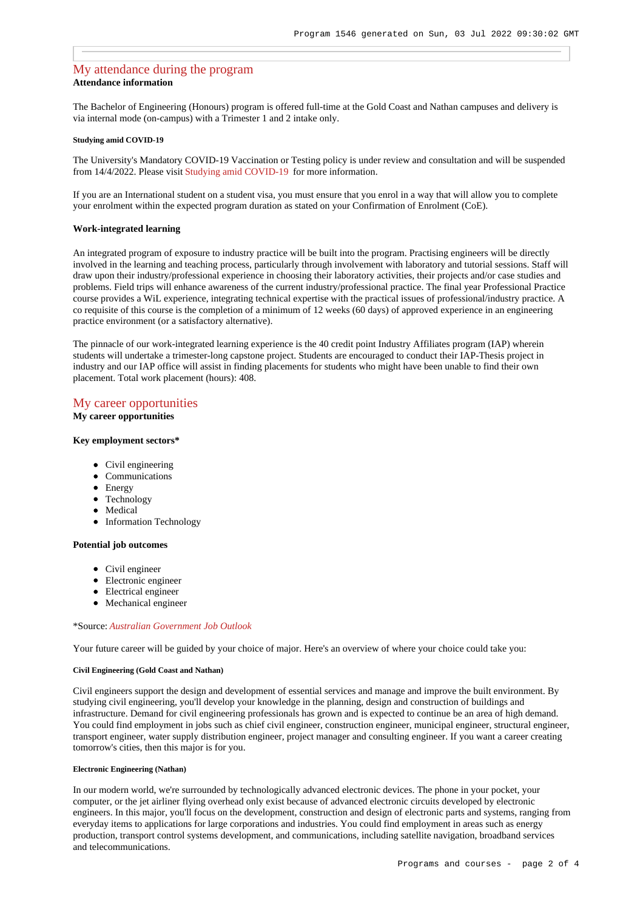## My attendance during the program

**Attendance information**

The Bachelor of Engineering (Honours) program is offered full-time at the Gold Coast and Nathan campuses and delivery is via internal mode (on-campus) with a Trimester 1 and 2 intake only.

##### Studying amid COVID-19

The University's Mandatory COVID-19 Vaccination or Testing policy is under review and consultation and will be suspended from 14/4/2022. Please visit Studying amid COVID-19 for more information.

If you are an International student on a student visa, you must ensure that you enrol in a way that will allow you to complete your enrolment within the expected program duration as stated on your Confirmation of Enrolment (CoE).

**Work-integrated learning**

An integrated program of exposure to industry practice will be built into the program. Practising engineers will be directly involved in the learning and teaching process, particularly through involvement with laboratory and tutorial sessions. Staff will draw upon their industry/professional experience in choosing their laboratory activities, their projects and/or case studies and problems. Field trips will enhance awareness of the current industry/professional practice. The final year Professional Practice course provides a WiL experience, integrating technical expertise with the practical issues of professional/industry practice. A co requisite of this course is the completion of a minimum of 12 weeks (60 days) of approved experience in an engineering practice environment (or a satisfactory alternative).

The pinnacle of our work-integrated learning experience is the 40 credit point Industry Affiliates program (IAP) wherein students will undertake a trimester-long capstone project. Students are encouraged to conduct their IAP-Thesis project in industry and our IAP office will assist in finding placements for students who might have been unable to find their own placement. Total work placement (hours): 408.

## My career opportunities

**My career opportunities**

**Key employment sectors***

- Civil engineering
- Communications
- Energy
- Technology
- Medical
- Information Technology

**Potential job outcomes**

- Civil engineer
- Electronic engineer
- Electrical engineer
- Mechanical engineer

*Source: *Australian Government Job Outlook*

Your future career will be guided by your choice of major. Here's an overview of where your choice could take you:

##### Civil Engineering (Gold Coast and Nathan)

Civil engineers support the design and development of essential services and manage and improve the built environment. By studying civil engineering, you'll develop your knowledge in the planning, design and construction of buildings and infrastructure. Demand for civil engineering professionals has grown and is expected to continue be an area of high demand. You could find employment in jobs such as chief civil engineer, construction engineer, municipal engineer, structural engineer, transport engineer, water supply distribution engineer, project manager and consulting engineer. If you want a career creating tomorrow's cities, then this major is for you.

##### Electronic Engineering (Nathan)

In our modern world, we're surrounded by technologically advanced electronic devices. The phone in your pocket, your computer, or the jet airliner flying overhead only exist because of advanced electronic circuits developed by electronic engineers. In this major, you'll focus on the development, construction and design of electronic parts and systems, ranging from everyday items to applications for large corporations and industries. You could find employment in areas such as energy production, transport control systems development, and communications, including satellite navigation, broadband services and telecommunications.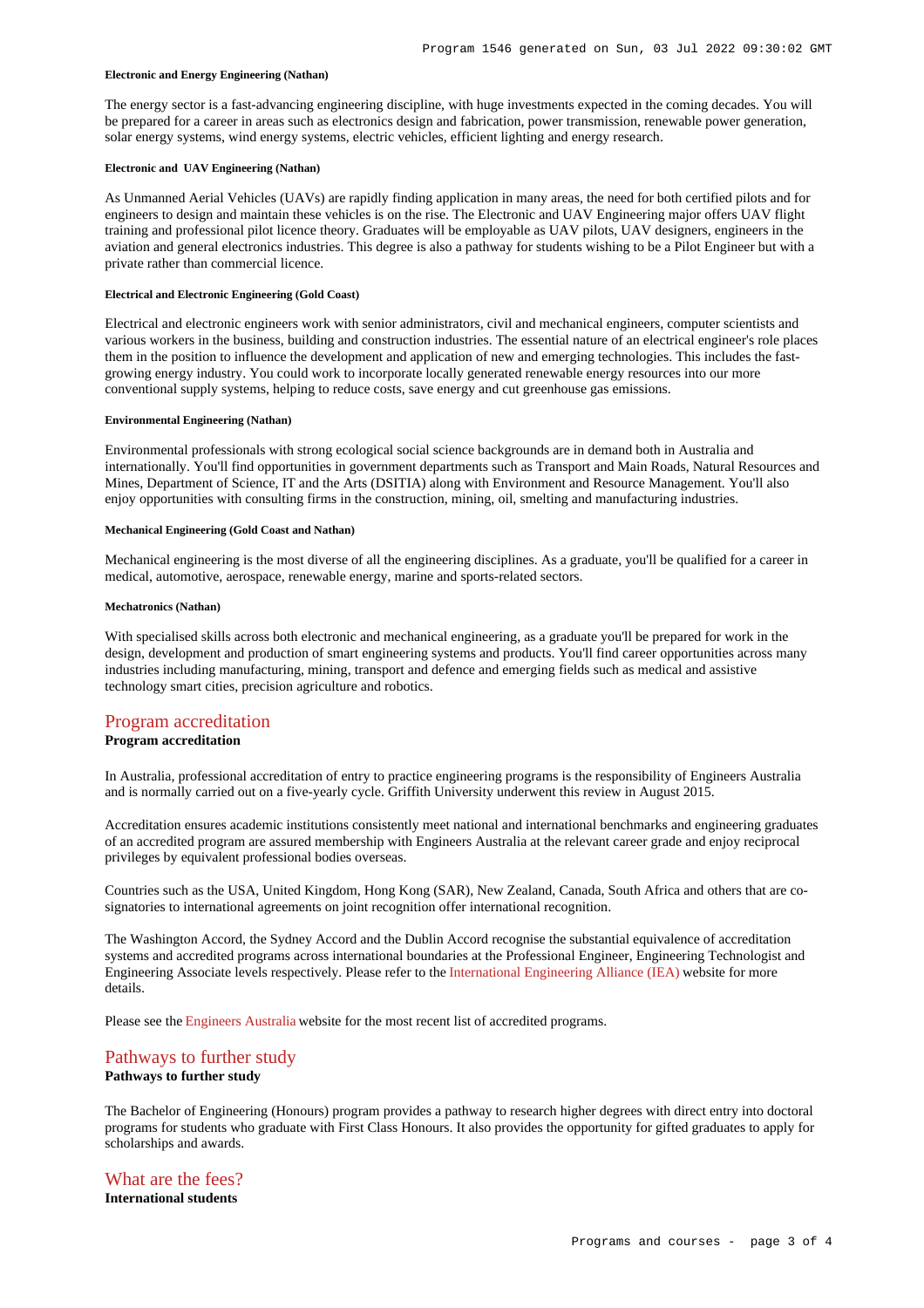#### Electronic and Energy Engineering (Nathan)

The energy sector is a fast-advancing engineering discipline, with huge investments expected in the coming decades. You will be prepared for a career in areas such as electronics design and fabrication, power transmission, renewable power generation, solar energy systems, wind energy systems, electric vehicles, efficient lighting and energy research.

#### Electronic and UAV Engineering (Nathan)

As Unmanned Aerial Vehicles (UAVs) are rapidly finding application in many areas, the need for both certified pilots and for engineers to design and maintain these vehicles is on the rise. The Electronic and UAV Engineering major offers UAV flight training and professional pilot licence theory. Graduates will be employable as UAV pilots, UAV designers, engineers in the aviation and general electronics industries. This degree is also a pathway for students wishing to be a Pilot Engineer but with a private rather than commercial licence.

#### Electrical and Electronic Engineering (Gold Coast)

Electrical and electronic engineers work with senior administrators, civil and mechanical engineers, computer scientists and various workers in the business, building and construction industries. The essential nature of an electrical engineer's role places them in the position to influence the development and application of new and emerging technologies. This includes the fast-growing energy industry. You could work to incorporate locally generated renewable energy resources into our more conventional supply systems, helping to reduce costs, save energy and cut greenhouse gas emissions.

#### Environmental Engineering (Nathan)

Environmental professionals with strong ecological social science backgrounds are in demand both in Australia and internationally. You'll find opportunities in government departments such as Transport and Main Roads, Natural Resources and Mines, Department of Science, IT and the Arts (DSITIA) along with Environment and Resource Management. You'll also enjoy opportunities with consulting firms in the construction, mining, oil, smelting and manufacturing industries.

#### Mechanical Engineering (Gold Coast and Nathan)

Mechanical engineering is the most diverse of all the engineering disciplines. As a graduate, you'll be qualified for a career in medical, automotive, aerospace, renewable energy, marine and sports-related sectors.

#### Mechatronics (Nathan)

With specialised skills across both electronic and mechanical engineering, as a graduate you'll be prepared for work in the design, development and production of smart engineering systems and products. You'll find career opportunities across many industries including manufacturing, mining, transport and defence and emerging fields such as medical and assistive technology smart cities, precision agriculture and robotics.

## Program accreditation

**Program accreditation**

In Australia, professional accreditation of entry to practice engineering programs is the responsibility of Engineers Australia and is normally carried out on a five-yearly cycle. Griffith University underwent this review in August 2015.

Accreditation ensures academic institutions consistently meet national and international benchmarks and engineering graduates of an accredited program are assured membership with Engineers Australia at the relevant career grade and enjoy reciprocal privileges by equivalent professional bodies overseas.

Countries such as the USA, United Kingdom, Hong Kong (SAR), New Zealand, Canada, South Africa and others that are co-signatories to international agreements on joint recognition offer international recognition.

The Washington Accord, the Sydney Accord and the Dublin Accord recognise the substantial equivalence of accreditation systems and accredited programs across international boundaries at the Professional Engineer, Engineering Technologist and Engineering Associate levels respectively. Please refer to the International Engineering Alliance (IEA) website for more details.

Please see the Engineers Australia website for the most recent list of accredited programs.

## Pathways to further study

**Pathways to further study**

The Bachelor of Engineering (Honours) program provides a pathway to research higher degrees with direct entry into doctoral programs for students who graduate with First Class Honours. It also provides the opportunity for gifted graduates to apply for scholarships and awards.

## What are the fees?

**International students**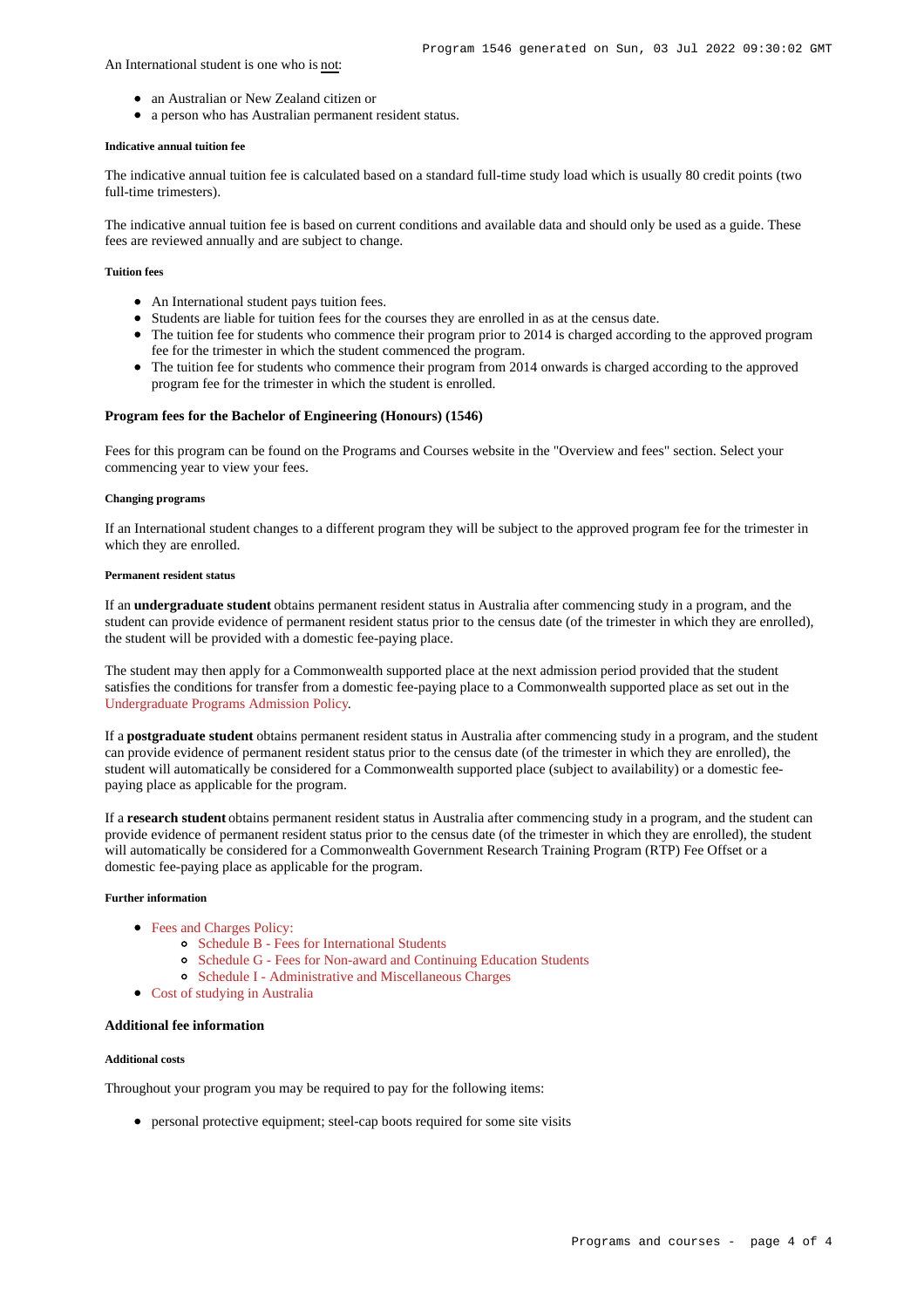An International student is one who is not:

- an Australian or New Zealand citizen or
- a person who has Australian permanent resident status.

##### Indicative annual tuition fee

The indicative annual tuition fee is calculated based on a standard full-time study load which is usually 80 credit points (two full-time trimesters).

The indicative annual tuition fee is based on current conditions and available data and should only be used as a guide. These fees are reviewed annually and are subject to change.

##### Tuition fees

- An International student pays tuition fees.
- Students are liable for tuition fees for the courses they are enrolled in as at the census date.
- The tuition fee for students who commence their program prior to 2014 is charged according to the approved program fee for the trimester in which the student commenced the program.
- The tuition fee for students who commence their program from 2014 onwards is charged according to the approved program fee for the trimester in which the student is enrolled.

#### Program fees for the Bachelor of Engineering (Honours) (1546)

Fees for this program can be found on the Programs and Courses website in the "Overview and fees" section. Select your commencing year to view your fees.

##### Changing programs

If an International student changes to a different program they will be subject to the approved program fee for the trimester in which they are enrolled.

##### Permanent resident status

If an **undergraduate student** obtains permanent resident status in Australia after commencing study in a program, and the student can provide evidence of permanent resident status prior to the census date (of the trimester in which they are enrolled), the student will be provided with a domestic fee-paying place.

The student may then apply for a Commonwealth supported place at the next admission period provided that the student satisfies the conditions for transfer from a domestic fee-paying place to a Commonwealth supported place as set out in the Undergraduate Programs Admission Policy.

If a **postgraduate student** obtains permanent resident status in Australia after commencing study in a program, and the student can provide evidence of permanent resident status prior to the census date (of the trimester in which they are enrolled), the student will automatically be considered for a Commonwealth supported place (subject to availability) or a domestic fee-paying place as applicable for the program.

If a **research student** obtains permanent resident status in Australia after commencing study in a program, and the student can provide evidence of permanent resident status prior to the census date (of the trimester in which they are enrolled), the student will automatically be considered for a Commonwealth Government Research Training Program (RTP) Fee Offset or a domestic fee-paying place as applicable for the program.

##### Further information

- Fees and Charges Policy:
  - Schedule B - Fees for International Students
  - Schedule G - Fees for Non-award and Continuing Education Students
  - Schedule I - Administrative and Miscellaneous Charges
- Cost of studying in Australia

#### Additional fee information

##### Additional costs

Throughout your program you may be required to pay for the following items:

- personal protective equipment; steel-cap boots required for some site visits